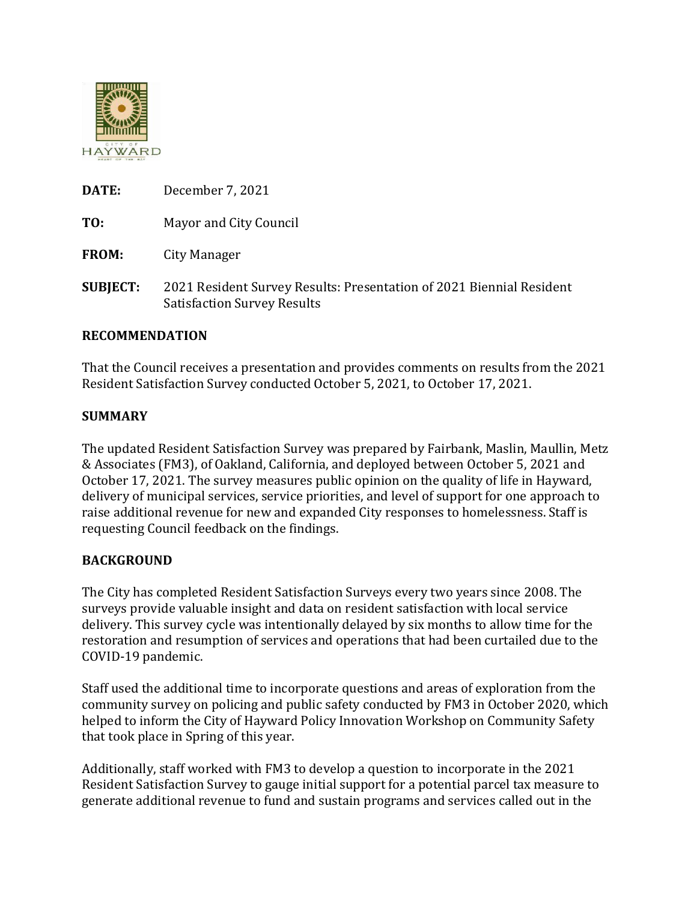CITY OF HAYWARD
HEART OF THE BAY

**DATE:** December 7, 2021

**TO:** Mayor and City Council

**FROM:** City Manager

**SUBJECT:** 2021 Resident Survey Results: Presentation of 2021 Biennial Resident Satisfaction Survey Results

## RECOMMENDATION

That the Council receives a presentation and provides comments on results from the 2021 Resident Satisfaction Survey conducted October 5, 2021, to October 17, 2021.

## SUMMARY

The updated Resident Satisfaction Survey was prepared by Fairbank, Maslin, Maullin, Metz & Associates (FM3), of Oakland, California, and deployed between October 5, 2021 and October 17, 2021. The survey measures public opinion on the quality of life in Hayward, delivery of municipal services, service priorities, and level of support for one approach to raise additional revenue for new and expanded City responses to homelessness. Staff is requesting Council feedback on the findings.

## BACKGROUND

The City has completed Resident Satisfaction Surveys every two years since 2008. The surveys provide valuable insight and data on resident satisfaction with local service delivery. This survey cycle was intentionally delayed by six months to allow time for the restoration and resumption of services and operations that had been curtailed due to the COVID-19 pandemic.

Staff used the additional time to incorporate questions and areas of exploration from the community survey on policing and public safety conducted by FM3 in October 2020, which helped to inform the City of Hayward Policy Innovation Workshop on Community Safety that took place in Spring of this year.

Additionally, staff worked with FM3 to develop a question to incorporate in the 2021 Resident Satisfaction Survey to gauge initial support for a potential parcel tax measure to generate additional revenue to fund and sustain programs and services called out in the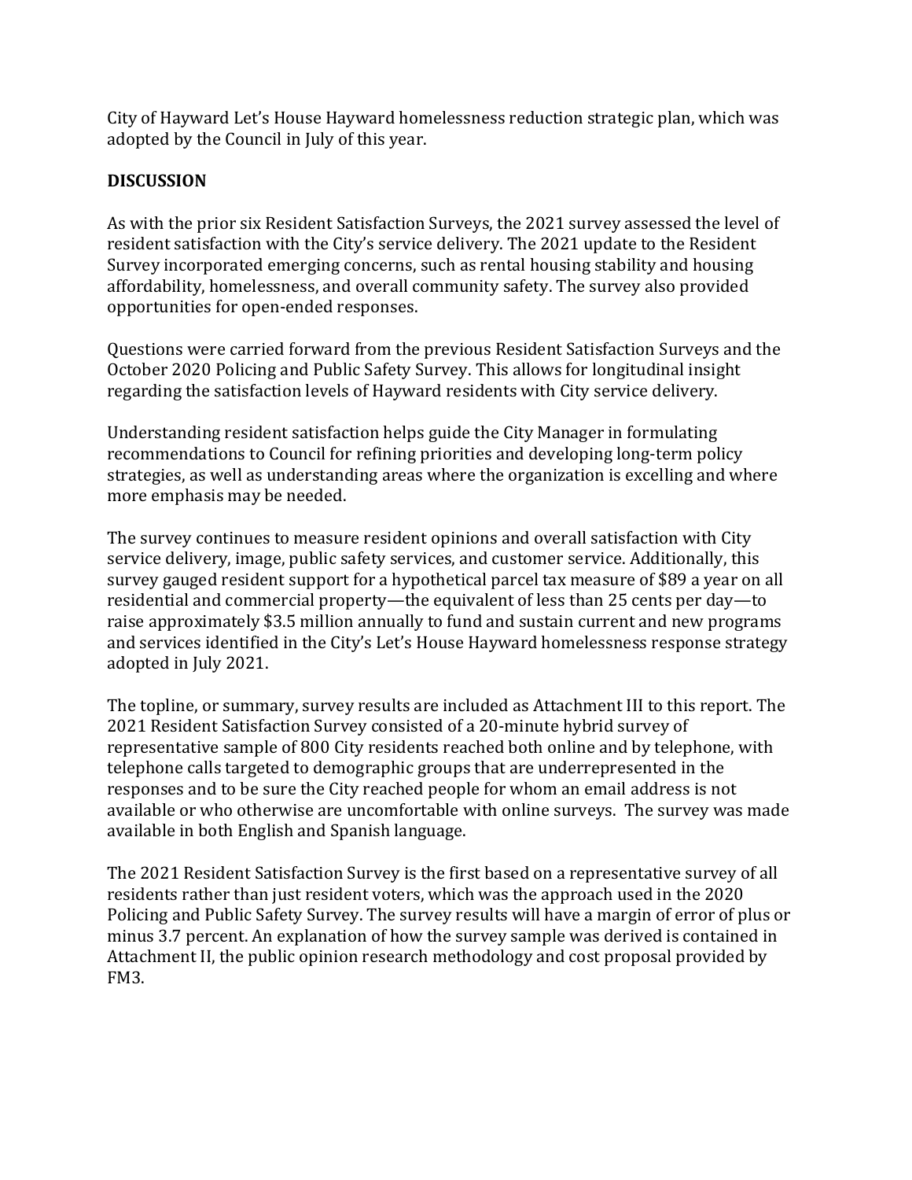City of Hayward Let's House Hayward homelessness reduction strategic plan, which was adopted by the Council in July of this year.

**DISCUSSION**

As with the prior six Resident Satisfaction Surveys, the 2021 survey assessed the level of resident satisfaction with the City's service delivery. The 2021 update to the Resident Survey incorporated emerging concerns, such as rental housing stability and housing affordability, homelessness, and overall community safety. The survey also provided opportunities for open-ended responses.

Questions were carried forward from the previous Resident Satisfaction Surveys and the October 2020 Policing and Public Safety Survey. This allows for longitudinal insight regarding the satisfaction levels of Hayward residents with City service delivery.

Understanding resident satisfaction helps guide the City Manager in formulating recommendations to Council for refining priorities and developing long-term policy strategies, as well as understanding areas where the organization is excelling and where more emphasis may be needed.

The survey continues to measure resident opinions and overall satisfaction with City service delivery, image, public safety services, and customer service. Additionally, this survey gauged resident support for a hypothetical parcel tax measure of $89 a year on all residential and commercial property—the equivalent of less than 25 cents per day—to raise approximately $3.5 million annually to fund and sustain current and new programs and services identified in the City's Let's House Hayward homelessness response strategy adopted in July 2021.

The topline, or summary, survey results are included as Attachment III to this report. The 2021 Resident Satisfaction Survey consisted of a 20-minute hybrid survey of representative sample of 800 City residents reached both online and by telephone, with telephone calls targeted to demographic groups that are underrepresented in the responses and to be sure the City reached people for whom an email address is not available or who otherwise are uncomfortable with online surveys. The survey was made available in both English and Spanish language.

The 2021 Resident Satisfaction Survey is the first based on a representative survey of all residents rather than just resident voters, which was the approach used in the 2020 Policing and Public Safety Survey. The survey results will have a margin of error of plus or minus 3.7 percent. An explanation of how the survey sample was derived is contained in Attachment II, the public opinion research methodology and cost proposal provided by FM3.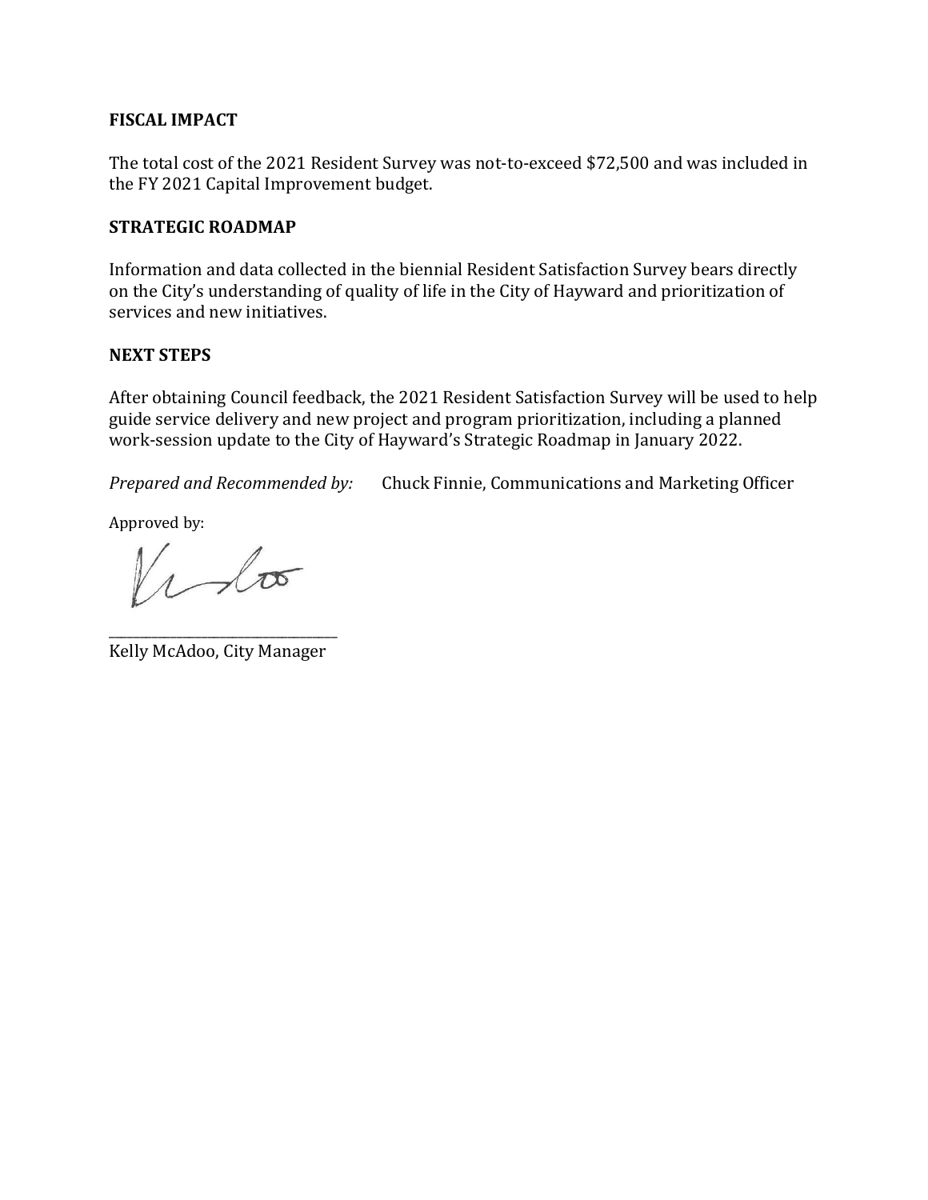## FISCAL IMPACT

The total cost of the 2021 Resident Survey was not-to-exceed $72,500 and was included in the FY 2021 Capital Improvement budget.

## STRATEGIC ROADMAP

Information and data collected in the biennial Resident Satisfaction Survey bears directly on the City's understanding of quality of life in the City of Hayward and prioritization of services and new initiatives.

## NEXT STEPS

After obtaining Council feedback, the 2021 Resident Satisfaction Survey will be used to help guide service delivery and new project and program prioritization, including a planned work-session update to the City of Hayward's Strategic Roadmap in January 2022.

*Prepared and Recommended by:* Chuck Finnie, Communications and Marketing Officer

Approved by:

___________________________________

Kelly McAdoo, City Manager